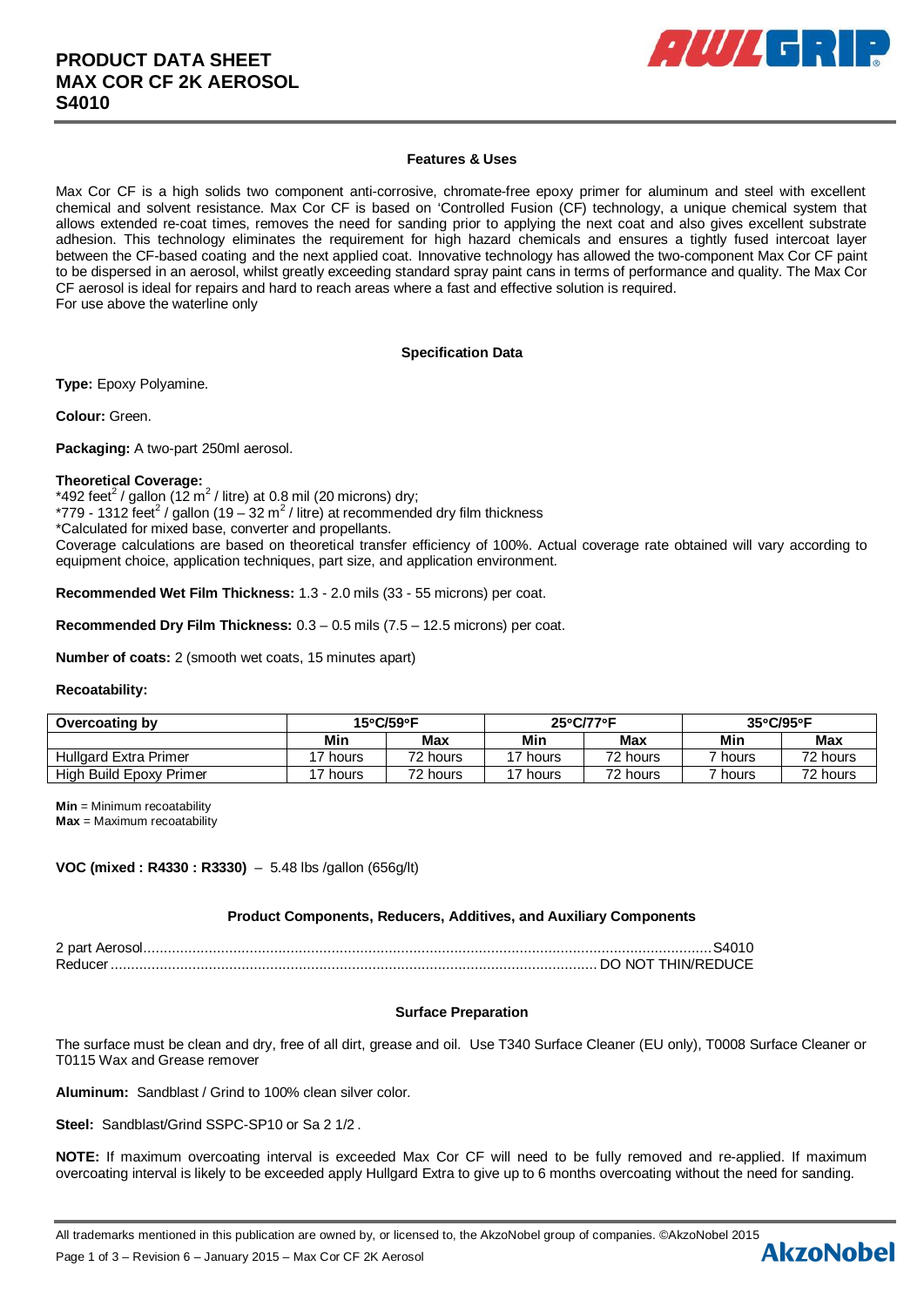# PRODUCT DATA SHEET
# MAX COR CF 2K AEROSOL
# S4010

## Features & Uses

Max Cor CF is a high solids two component anti-corrosive, chromate-free epoxy primer for aluminum and steel with excellent chemical and solvent resistance. Max Cor CF is based on 'Controlled Fusion (CF) technology, a unique chemical system that allows extended re-coat times, removes the need for sanding prior to applying the next coat and also gives excellent substrate adhesion. This technology eliminates the requirement for high hazard chemicals and ensures a tightly fused intercoat layer between the CF-based coating and the next applied coat. Innovative technology has allowed the two-component Max Cor CF paint to be dispersed in an aerosol, whilst greatly exceeding standard spray paint cans in terms of performance and quality. The Max Cor CF aerosol is ideal for repairs and hard to reach areas where a fast and effective solution is required.
For use above the waterline only

## Specification Data

**Type:** Epoxy Polyamine.

**Colour:** Green.

**Packaging:** A two-part 250ml aerosol.

**Theoretical Coverage:**
*492 feet$^2$ / gallon (12 m$^2$ / litre) at 0.8 mil (20 microns) dry;
*779 - 1312 feet$^2$ / gallon (19 – 32 m$^2$ / litre) at recommended dry film thickness
*Calculated for mixed base, converter and propellants.
Coverage calculations are based on theoretical transfer efficiency of 100%. Actual coverage rate obtained will vary according to equipment choice, application techniques, part size, and application environment.

**Recommended Wet Film Thickness:** 1.3 - 2.0 mils (33 - 55 microns) per coat.

**Recommended Dry Film Thickness:** 0.3 – 0.5 mils (7.5 – 12.5 microns) per coat.

**Number of coats:** 2 (smooth wet coats, 15 minutes apart)

**Recoatability:**

| Overcoating by | 15°C/59°F | | 25°C/77°F | | 35°C/95°F | |
|---|---|---|---|---|---|---|
| | Min | Max | Min | Max | Min | Max |
| Hullgard Extra Primer | 17 hours | 72 hours | 17 hours | 72 hours | 7 hours | 72 hours |
| High Build Epoxy Primer | 17 hours | 72 hours | 17 hours | 72 hours | 7 hours | 72 hours |

**Min** = Minimum recoatability
**Max** = Maximum recoatability

**VOC (mixed : R4330 : R3330)** – 5.48 lbs /gallon (656g/lt)

## Product Components, Reducers, Additives, and Auxiliary Components

2 part Aerosol....................S4010
Reducer....................DO NOT THIN/REDUCE

## Surface Preparation

The surface must be clean and dry, free of all dirt, grease and oil. Use T340 Surface Cleaner (EU only), T0008 Surface Cleaner or T0115 Wax and Grease remover

**Aluminum:** Sandblast / Grind to 100% clean silver color.

**Steel:** Sandblast/Grind SSPC-SP10 or Sa 2 1/2 .

**NOTE:** If maximum overcoating interval is exceeded Max Cor CF will need to be fully removed and re-applied. If maximum overcoating interval is likely to be exceeded apply Hullgard Extra to give up to 6 months overcoating without the need for sanding.

All trademarks mentioned in this publication are owned by, or licensed to, the AkzoNobel group of companies. ©AkzoNobel 2015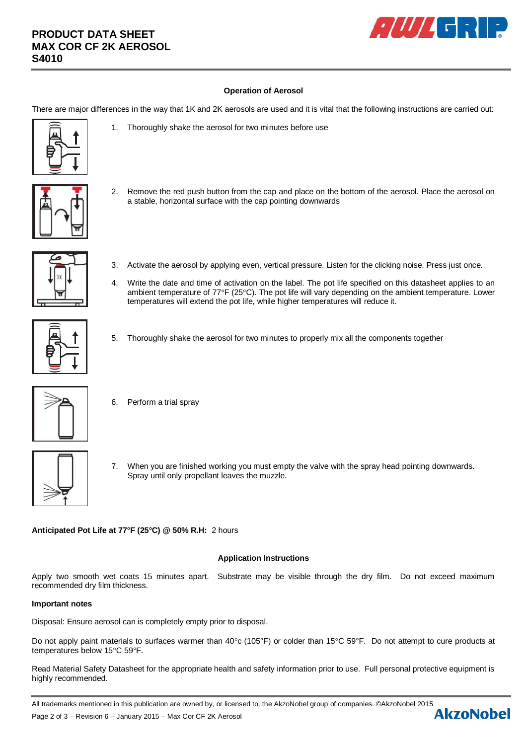## Operation of Aerosol

There are major differences in the way that 1K and 2K aerosols are used and it is vital that the following instructions are carried out:

1. Thoroughly shake the aerosol for two minutes before use
2. Remove the red push button from the cap and place on the bottom of the aerosol. Place the aerosol on a stable, horizontal surface with the cap pointing downwards
3. Activate the aerosol by applying even, vertical pressure. Listen for the clicking noise. Press just once.
4. Write the date and time of activation on the label. The pot life specified on this datasheet applies to an ambient temperature of 77°F (25°C). The pot life will vary depending on the ambient temperature. Lower temperatures will extend the pot life, while higher temperatures will reduce it.
5. Thoroughly shake the aerosol for two minutes to properly mix all the components together
6. Perform a trial spray
7. When you are finished working you must empty the valve with the spray head pointing downwards. Spray until only propellant leaves the muzzle.

**Anticipated Pot Life at 77°F (25°C) @ 50% R.H:** 2 hours

## Application Instructions

Apply two smooth wet coats 15 minutes apart. Substrate may be visible through the dry film. Do not exceed maximum recommended dry film thickness.

**Important notes**

Disposal: Ensure aerosol can is completely empty prior to disposal.

Do not apply paint materials to surfaces warmer than 40°c (105°F) or colder than 15°C 59°F. Do not attempt to cure products at temperatures below 15°C 59°F.

Read Material Safety Datasheet for the appropriate health and safety information prior to use. Full personal protective equipment is highly recommended.

All trademarks mentioned in this publication are owned by, or licensed to, the AkzoNobel group of companies. ©AkzoNobel 2015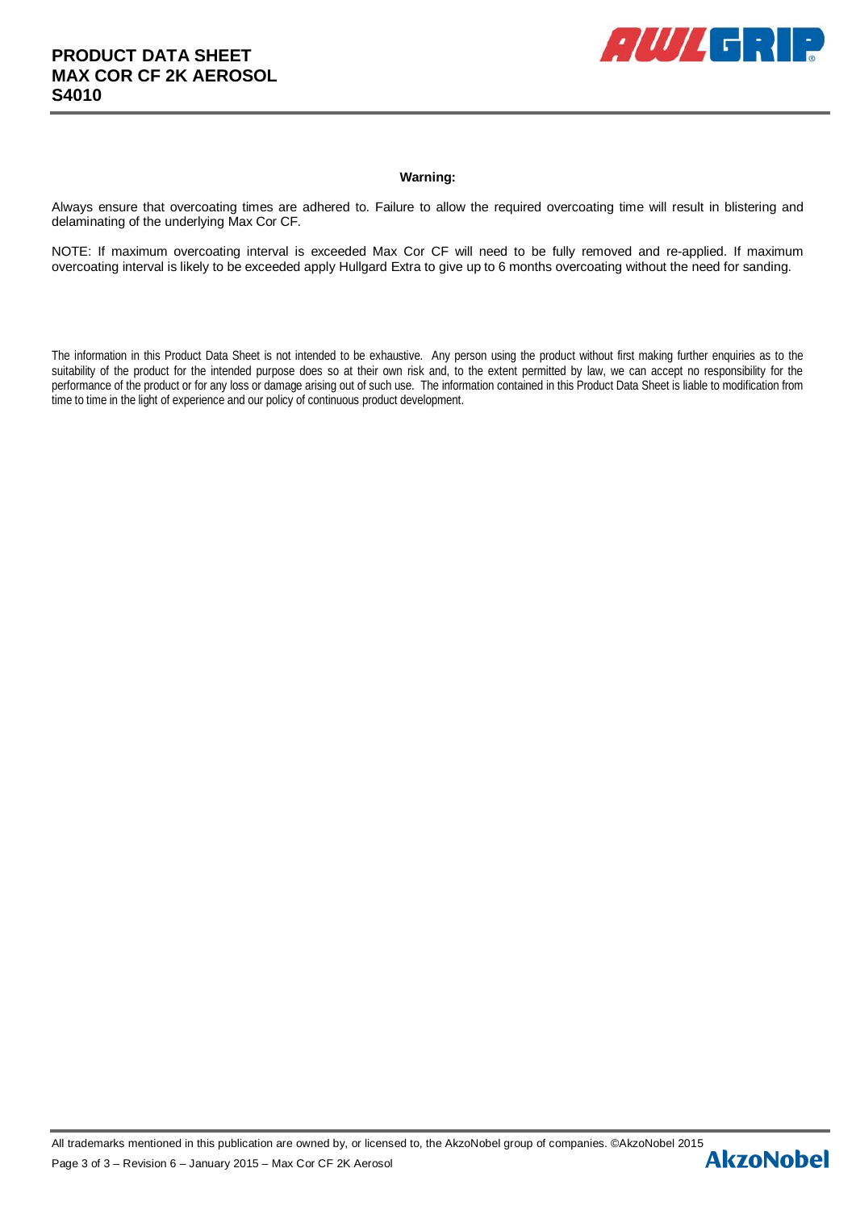**Warning:**

Always ensure that overcoating times are adhered to. Failure to allow the required overcoating time will result in blistering and delaminating of the underlying Max Cor CF.

NOTE: If maximum overcoating interval is exceeded Max Cor CF will need to be fully removed and re-applied. If maximum overcoating interval is likely to be exceeded apply Hullgard Extra to give up to 6 months overcoating without the need for sanding.

The information in this Product Data Sheet is not intended to be exhaustive. Any person using the product without first making further enquiries as to the suitability of the product for the intended purpose does so at their own risk and, to the extent permitted by law, we can accept no responsibility for the performance of the product or for any loss or damage arising out of such use. The information contained in this Product Data Sheet is liable to modification from time to time in the light of experience and our policy of continuous product development.